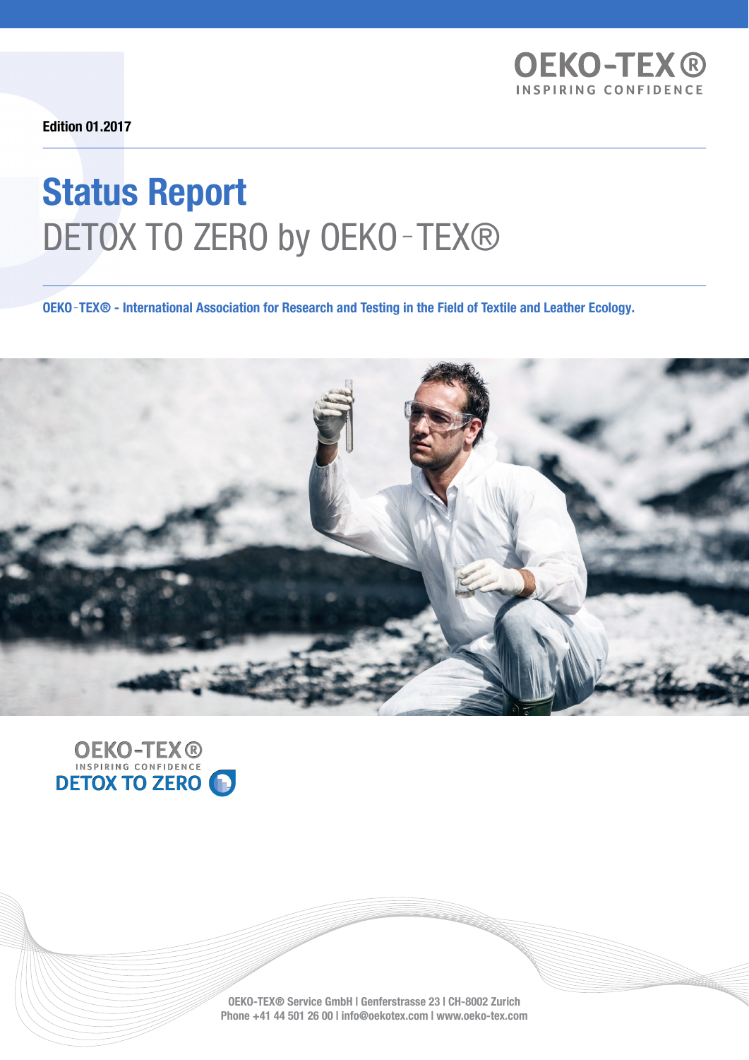OEKO-TEX®
INSPIRING CONFIDENCE

**Edition 01.2017**

# Status Report
## DETOX TO ZERO by OEKO-TEX®

**OEKO-TEX® - International Association for Research and Testing in the Field of Textile and Leather Ecology.**

OEKO-TEX®
INSPIRING CONFIDENCE
DETOX TO ZERO

OEKO-TEX® Service GmbH | Genferstrasse 23 | CH-8002 Zurich
Phone +41 44 501 26 00 | info@oekotex.com | www.oeko-tex.com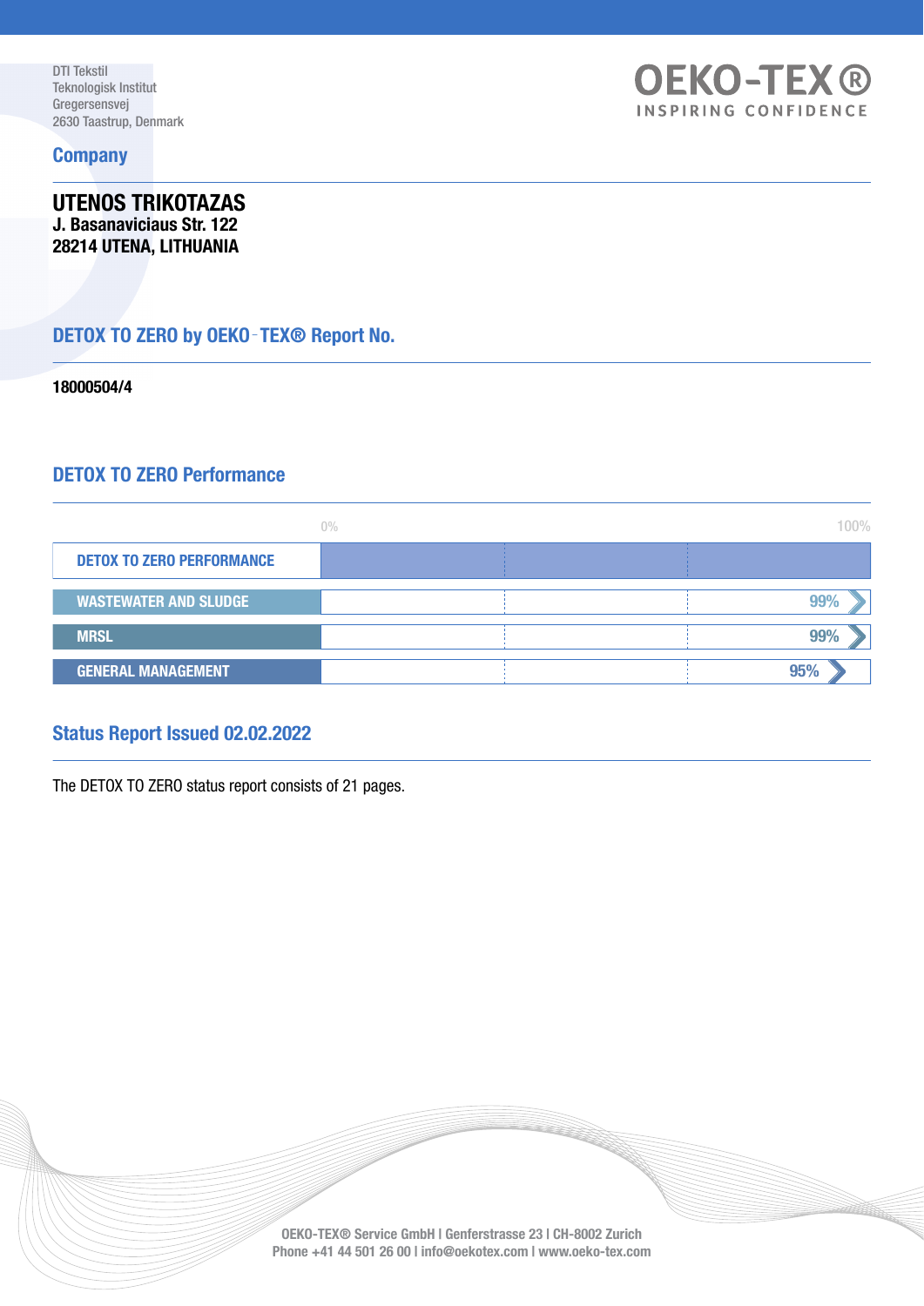DTI Tekstil
Teknologisk Institut
Gregersensvej
2630 Taastrup, Denmark

OEKO-TEX®
INSPIRING CONFIDENCE

## Company

**UTENOS TRIKOTAZAS**
**J. Basanaviciaus Str. 122**
**28214 UTENA, LITHUANIA**

## DETOX TO ZERO by OEKO-TEX® Report No.

**18000504/4**

## DETOX TO ZERO Performance

| DETOX TO ZERO PERFORMANCE | 0% – 100% |
|---|---|
| WASTEWATER AND SLUDGE | 99% |
| MRSL | 99% |
| GENERAL MANAGEMENT | 95% |

## Status Report Issued 02.02.2022

The DETOX TO ZERO status report consists of 21 pages.

OEKO-TEX® Service GmbH | Genferstrasse 23 | CH-8002 Zurich
Phone +41 44 501 26 00 | info@oekotex.com | www.oeko-tex.com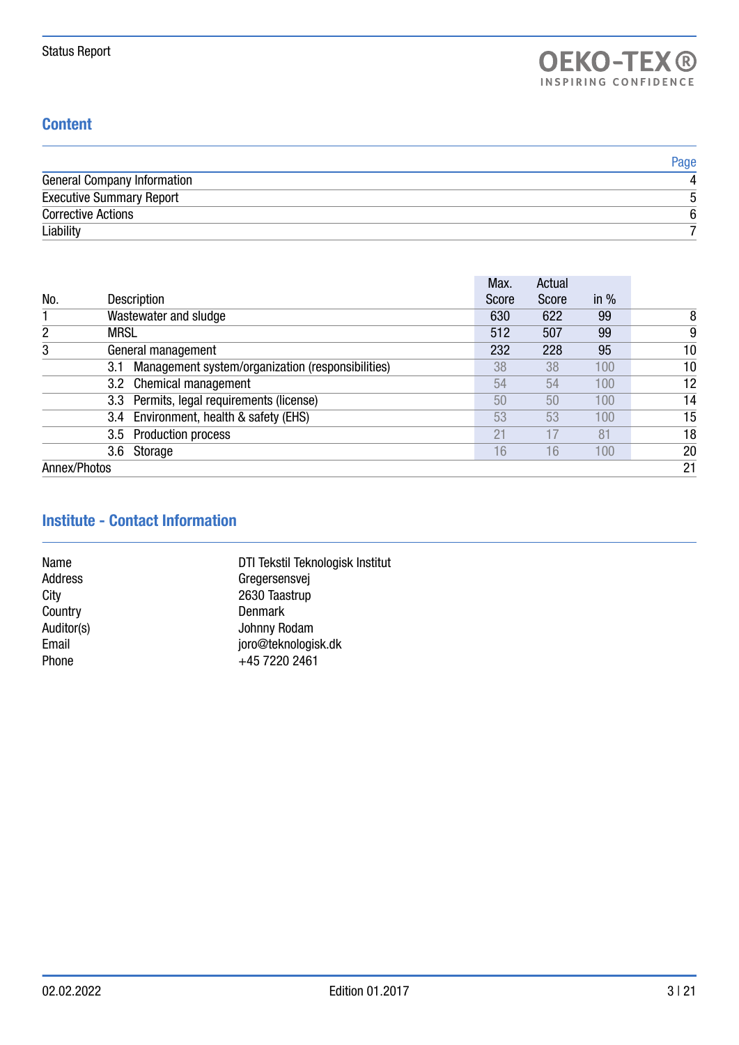## Content

| | Page |
|---|---|
| General Company Information | 4 |
| Executive Summary Report | 5 |
| Corrective Actions | 6 |
| Liability | 7 |

| No. | Description | Max. Score | Actual Score | in % | |
|---|---|---|---|---|---|
| 1 | Wastewater and sludge | 630 | 622 | 99 | 8 |
| 2 | MRSL | 512 | 507 | 99 | 9 |
| 3 | General management | 232 | 228 | 95 | 10 |
| | 3.1 Management system/organization (responsibilities) | 38 | 38 | 100 | 10 |
| | 3.2 Chemical management | 54 | 54 | 100 | 12 |
| | 3.3 Permits, legal requirements (license) | 50 | 50 | 100 | 14 |
| | 3.4 Environment, health & safety (EHS) | 53 | 53 | 100 | 15 |
| | 3.5 Production process | 21 | 17 | 81 | 18 |
| | 3.6 Storage | 16 | 16 | 100 | 20 |
| Annex/Photos | | | | | 21 |

## Institute - Contact Information

| | |
|---|---|
| Name | DTI Tekstil Teknologisk Institut |
| Address | Gregersensvej |
| City | 2630 Taastrup |
| Country | Denmark |
| Auditor(s) | Johnny Rodam |
| Email | joro@teknologisk.dk |
| Phone | +45 7220 2461 |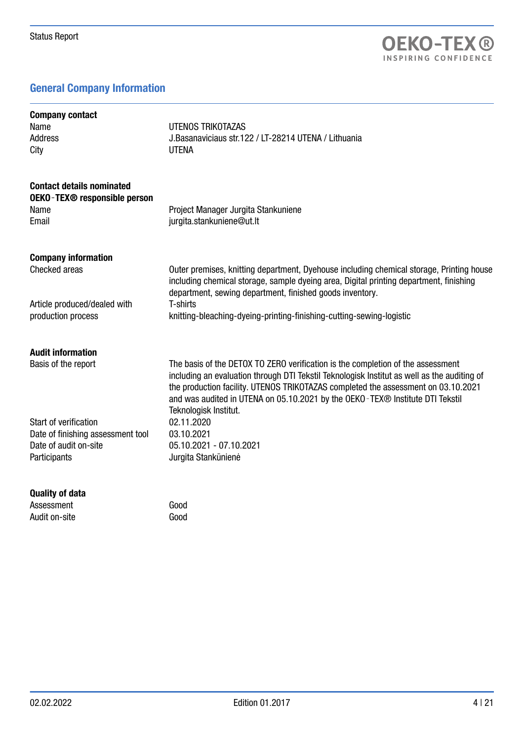## General Company Information

**Company contact**

| | |
|---|---|
| Name | UTENOS TRIKOTAZAS |
| Address | J.Basanaviciaus str.122 / LT-28214 UTENA / Lithuania |
| City | UTENA |

**Contact details nominated OEKO-TEX® responsible person**

| | |
|---|---|
| Name | Project Manager Jurgita Stankuniene |
| Email | jurgita.stankuniene@ut.lt |

**Company information**

| | |
|---|---|
| Checked areas | Outer premises, knitting department, Dyehouse including chemical storage, Printing house including chemical storage, sample dyeing area, Digital printing department, finishing department, sewing department, finished goods inventory. |
| Article produced/dealed with | T-shirts |
| production process | knitting-bleaching-dyeing-printing-finishing-cutting-sewing-logistic |

**Audit information**

| | |
|---|---|
| Basis of the report | The basis of the DETOX TO ZERO verification is the completion of the assessment including an evaluation through DTI Tekstil Teknologisk Institut as well as the auditing of the production facility. UTENOS TRIKOTAZAS completed the assessment on 03.10.2021 and was audited in UTENA on 05.10.2021 by the OEKO-TEX® Institute DTI Tekstil Teknologisk Institut. |
| Start of verification | 02.11.2020 |
| Date of finishing assessment tool | 03.10.2021 |
| Date of audit on-site | 05.10.2021 - 07.10.2021 |
| Participants | Jurgita Stankūnienė |

**Quality of data**

| | |
|---|---|
| Assessment | Good |
| Audit on-site | Good |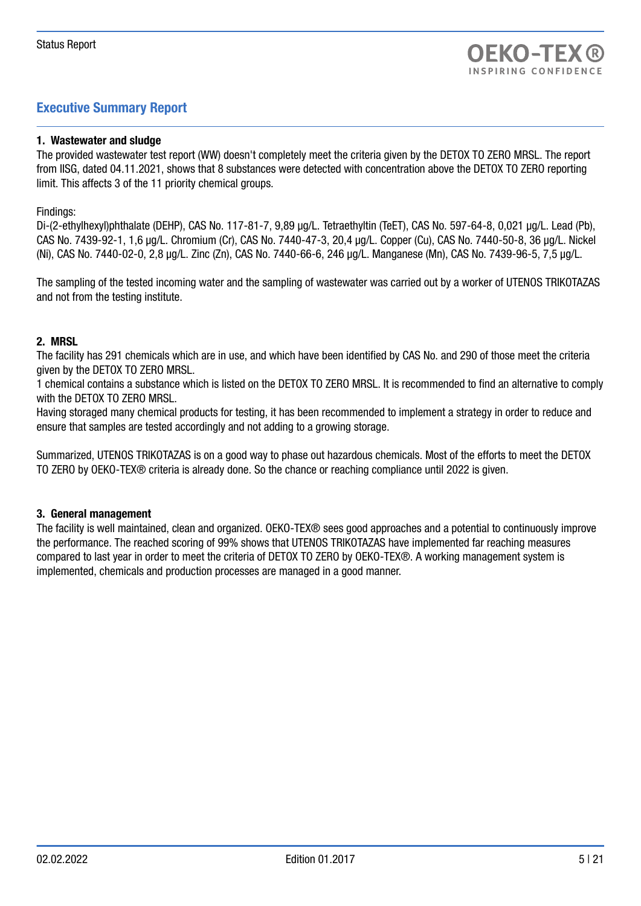## Executive Summary Report

### 1. Wastewater and sludge

The provided wastewater test report (WW) doesn't completely meet the criteria given by the DETOX TO ZERO MRSL. The report from IISG, dated 04.11.2021, shows that 8 substances were detected with concentration above the DETOX TO ZERO reporting limit. This affects 3 of the 11 priority chemical groups.

Findings:

Di-(2-ethylhexyl)phthalate (DEHP), CAS No. 117-81-7, 9,89 µg/L. Tetraethyltin (TeET), CAS No. 597-64-8, 0,021 µg/L. Lead (Pb), CAS No. 7439-92-1, 1,6 µg/L. Chromium (Cr), CAS No. 7440-47-3, 20,4 µg/L. Copper (Cu), CAS No. 7440-50-8, 36 µg/L. Nickel (Ni), CAS No. 7440-02-0, 2,8 µg/L. Zinc (Zn), CAS No. 7440-66-6, 246 µg/L. Manganese (Mn), CAS No. 7439-96-5, 7,5 µg/L.

The sampling of the tested incoming water and the sampling of wastewater was carried out by a worker of UTENOS TRIKOTAZAS and not from the testing institute.

### 2. MRSL

The facility has 291 chemicals which are in use, and which have been identified by CAS No. and 290 of those meet the criteria given by the DETOX TO ZERO MRSL.
1 chemical contains a substance which is listed on the DETOX TO ZERO MRSL. It is recommended to find an alternative to comply with the DETOX TO ZERO MRSL.
Having storaged many chemical products for testing, it has been recommended to implement a strategy in order to reduce and ensure that samples are tested accordingly and not adding to a growing storage.

Summarized, UTENOS TRIKOTAZAS is on a good way to phase out hazardous chemicals. Most of the efforts to meet the DETOX TO ZERO by OEKO-TEX® criteria is already done. So the chance or reaching compliance until 2022 is given.

### 3. General management

The facility is well maintained, clean and organized. OEKO-TEX® sees good approaches and a potential to continuously improve the performance. The reached scoring of 99% shows that UTENOS TRIKOTAZAS have implemented far reaching measures compared to last year in order to meet the criteria of DETOX TO ZERO by OEKO-TEX®. A working management system is implemented, chemicals and production processes are managed in a good manner.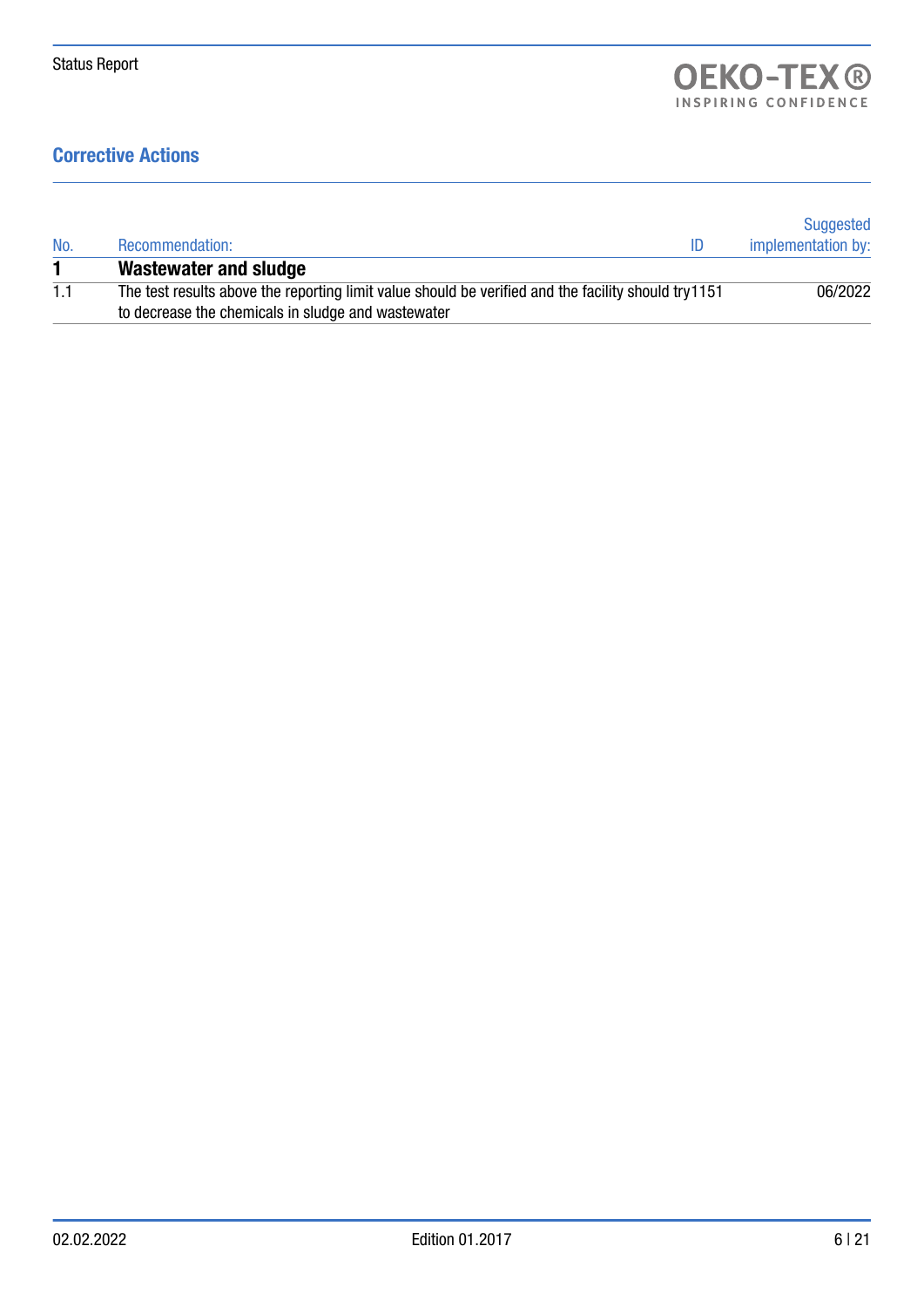## Corrective Actions

| No. | Recommendation: | ID | Suggested implementation by: |
|---|---|---|---|
| **1** | **Wastewater and sludge** | | |
| 1.1 | The test results above the reporting limit value should be verified and the facility should try to decrease the chemicals in sludge and wastewater | 1151 | 06/2022 |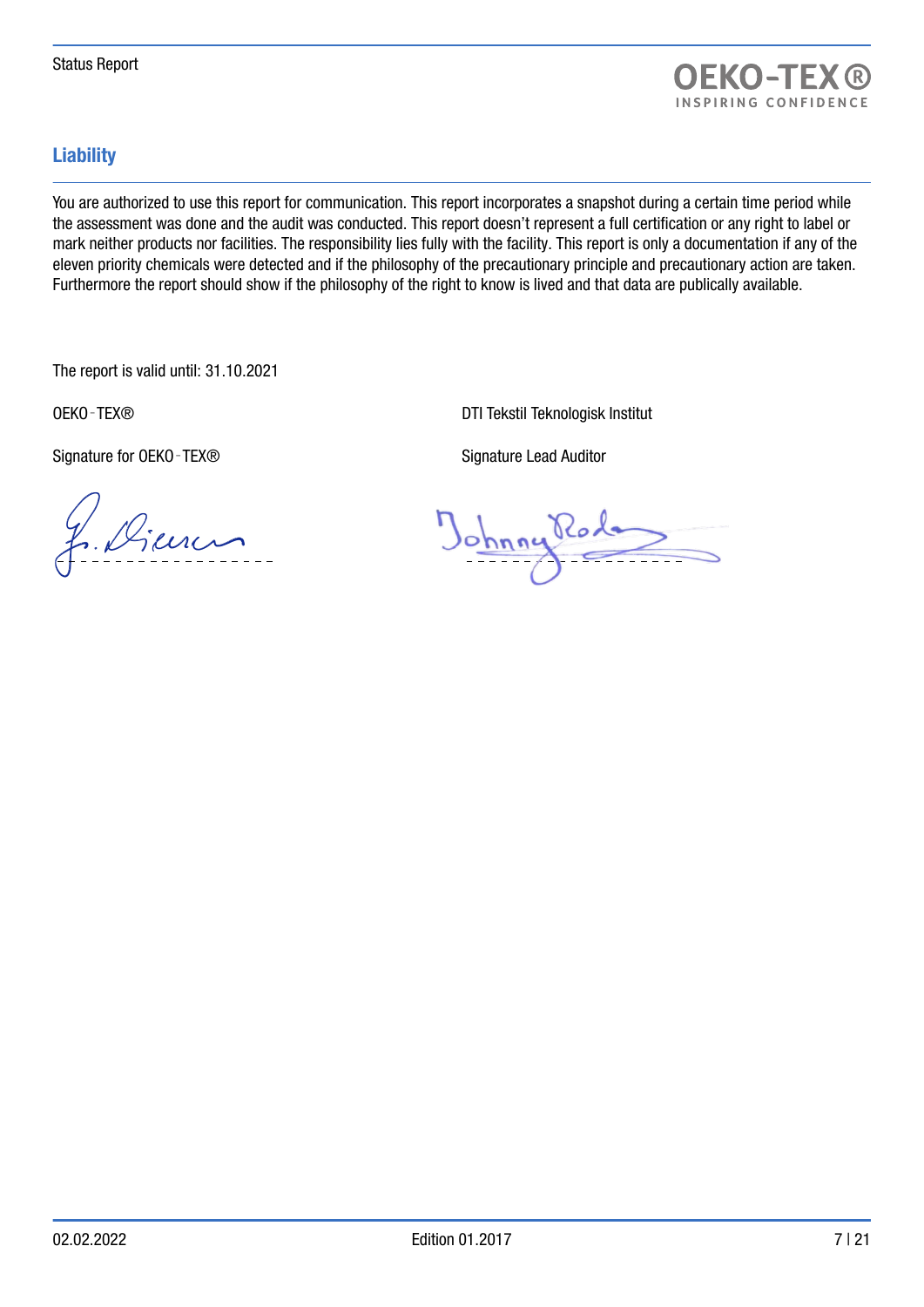## Liability

You are authorized to use this report for communication. This report incorporates a snapshot during a certain time period while the assessment was done and the audit was conducted. This report doesn't represent a full certification or any right to label or mark neither products nor facilities. The responsibility lies fully with the facility. This report is only a documentation if any of the eleven priority chemicals were detected and if the philosophy of the precautionary principle and precautionary action are taken. Furthermore the report should show if the philosophy of the right to know is lived and that data are publically available.

The report is valid until: 31.10.2021

OEKO-TEX®

Signature for OEKO-TEX®

DTI Tekstil Teknologisk Institut

Signature Lead Auditor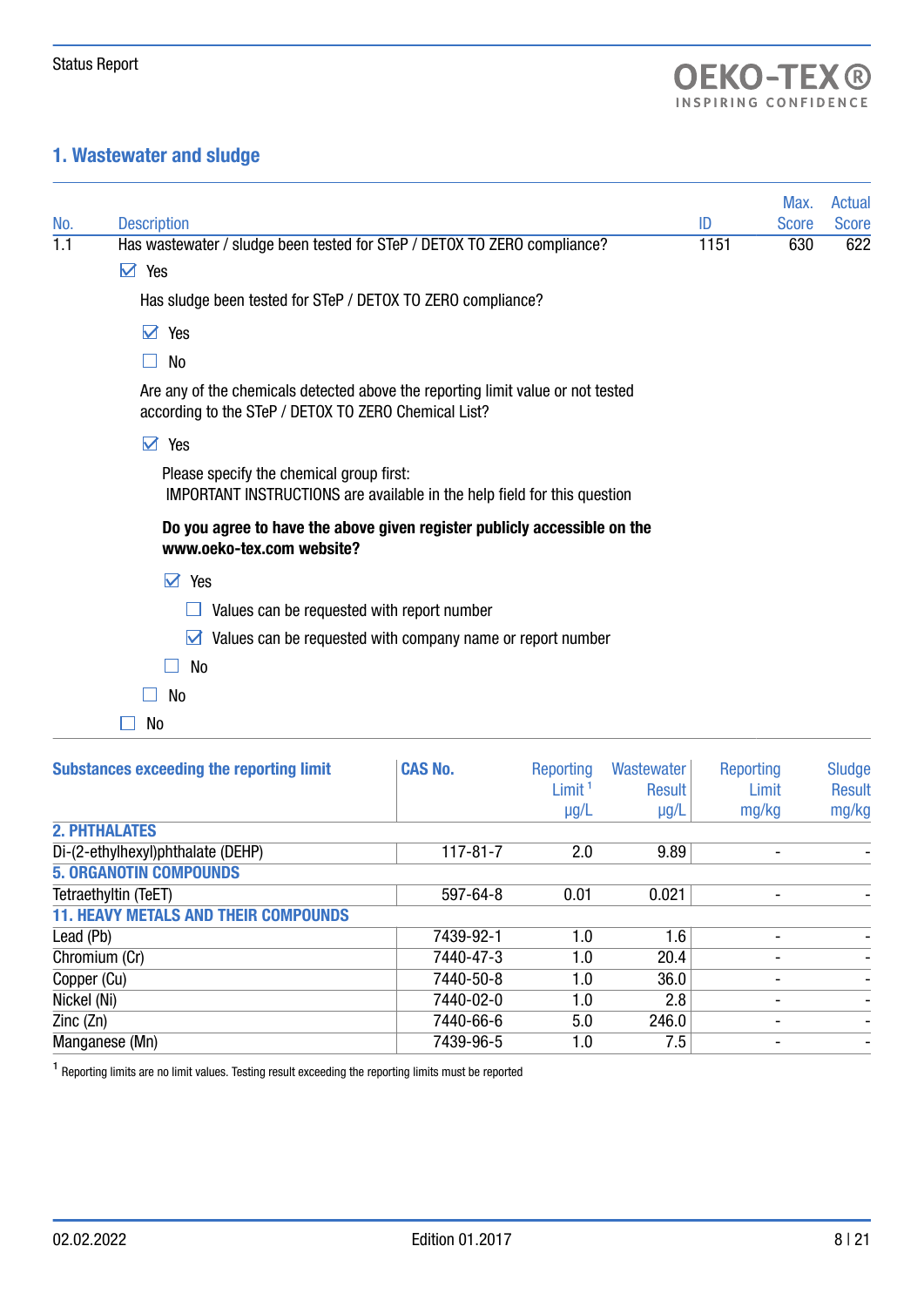## 1. Wastewater and sludge

| No. | Description | ID | Max. Score | Actual Score |
|---|---|---|---|---|
| 1.1 | Has wastewater / sludge been tested for STeP / DETOX TO ZERO compliance? | 1151 | 630 | 622 |

- ☑ Yes
  - Has sludge been tested for STeP / DETOX TO ZERO compliance?
    - ☑ Yes
    - ☐ No
  - Are any of the chemicals detected above the reporting limit value or not tested according to the STeP / DETOX TO ZERO Chemical List?
    - ☑ Yes
      - Please specify the chemical group first:
        IMPORTANT INSTRUCTIONS are available in the help field for this question
      - **Do you agree to have the above given register publicly accessible on the www.oeko-tex.com website?**
        - ☑ Yes
          - ☐ Values can be requested with report number
          - ☑ Values can be requested with company name or report number
        - ☐ No
    - ☐ No
- ☐ No

| Substances exceeding the reporting limit | CAS No. | Reporting Limit [1] µg/L | Wastewater Result µg/L | Reporting Limit mg/kg | Sludge Result mg/kg |
|---|---|---|---|---|---|
| **2. PHTHALATES** | | | | | |
| Di-(2-ethylhexyl)phthalate (DEHP) | 117-81-7 | 2.0 | 9.89 | - | - |
| **5. ORGANOTIN COMPOUNDS** | | | | | |
| Tetraethyltin (TeET) | 597-64-8 | 0.01 | 0.021 | - | - |
| **11. HEAVY METALS AND THEIR COMPOUNDS** | | | | | |
| Lead (Pb) | 7439-92-1 | 1.0 | 1.6 | - | - |
| Chromium (Cr) | 7440-47-3 | 1.0 | 20.4 | - | - |
| Copper (Cu) | 7440-50-8 | 1.0 | 36.0 | - | - |
| Nickel (Ni) | 7440-02-0 | 1.0 | 2.8 | - | - |
| Zinc (Zn) | 7440-66-6 | 5.0 | 246.0 | - | - |
| Manganese (Mn) | 7439-96-5 | 1.0 | 7.5 | - | - |

[1] Reporting limits are no limit values. Testing result exceeding the reporting limits must be reported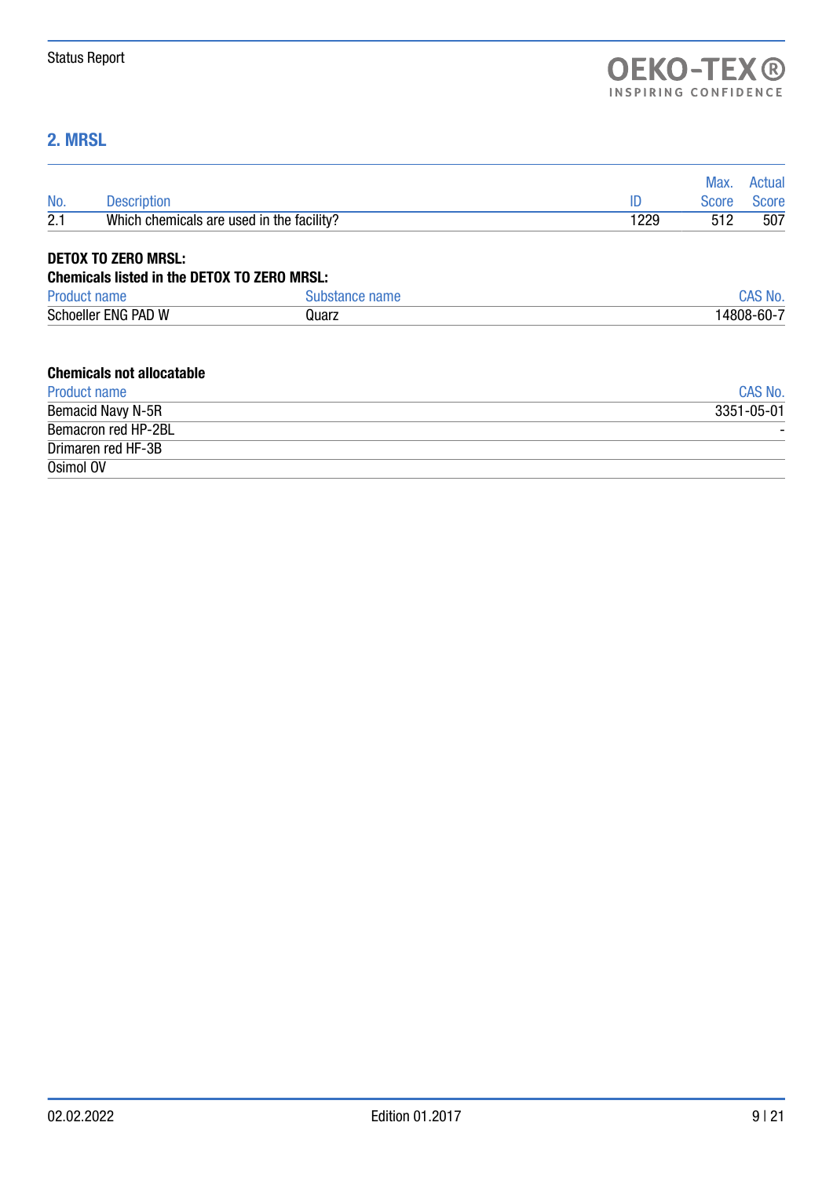## 2. MRSL

| No. | Description | ID | Max. Score | Actual Score |
|---|---|---|---|---|
| 2.1 | Which chemicals are used in the facility? | 1229 | 512 | 507 |

**DETOX TO ZERO MRSL:**

**Chemicals listed in the DETOX TO ZERO MRSL:**

| Product name | Substance name | CAS No. |
|---|---|---|
| Schoeller ENG PAD W | Quarz | 14808-60-7 |

**Chemicals not allocatable**

| Product name | CAS No. |
|---|---|
| Bemacid Navy N-5R | 3351-05-01 |
| Bemacron red HP-2BL | - |
| Drimaren red HF-3B | |
| Osimol OV | |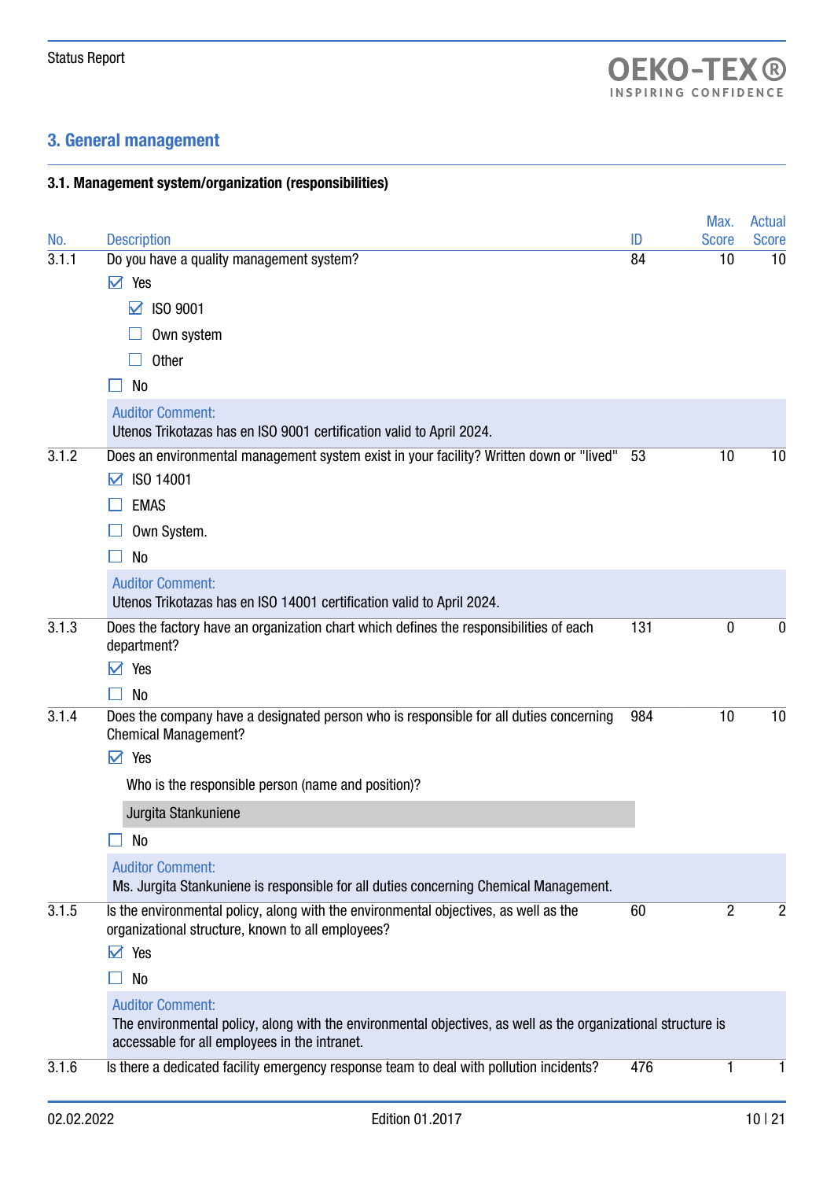## 3. General management

### 3.1. Management system/organization (responsibilities)

| No. | Description | ID | Max. Score | Actual Score |
|---|---|---|---|---|
| 3.1.1 | Do you have a quality management system? | 84 | 10 | 10 |
| | ☑ Yes<br>&nbsp;&nbsp;&nbsp;&nbsp;☑ ISO 9001<br>&nbsp;&nbsp;&nbsp;&nbsp;☐ Own system<br>&nbsp;&nbsp;&nbsp;&nbsp;☐ Other<br>☐ No | | | |
| | Auditor Comment:<br>Utenos Trikotazas has en ISO 9001 certification valid to April 2024. | | | |
| 3.1.2 | Does an environmental management system exist in your facility? Written down or "lived" | 53 | 10 | 10 |
| | ☑ ISO 14001<br>☐ EMAS<br>☐ Own System.<br>☐ No | | | |
| | Auditor Comment:<br>Utenos Trikotazas has en ISO 14001 certification valid to April 2024. | | | |
| 3.1.3 | Does the factory have an organization chart which defines the responsibilities of each department? | 131 | 0 | 0 |
| | ☑ Yes<br>☐ No | | | |
| 3.1.4 | Does the company have a designated person who is responsible for all duties concerning Chemical Management? | 984 | 10 | 10 |
| | ☑ Yes<br>Who is the responsible person (name and position)?<br>Jurgita Stankuniene<br>☐ No | | | |
| | Auditor Comment:<br>Ms. Jurgita Stankuniene is responsible for all duties concerning Chemical Management. | | | |
| 3.1.5 | Is the environmental policy, along with the environmental objectives, as well as the organizational structure, known to all employees? | 60 | 2 | 2 |
| | ☑ Yes<br>☐ No | | | |
| | Auditor Comment:<br>The environmental policy, along with the environmental objectives, as well as the organizational structure is accessable for all employees in the intranet. | | | |
| 3.1.6 | Is there a dedicated facility emergency response team to deal with pollution incidents? | 476 | 1 | 1 |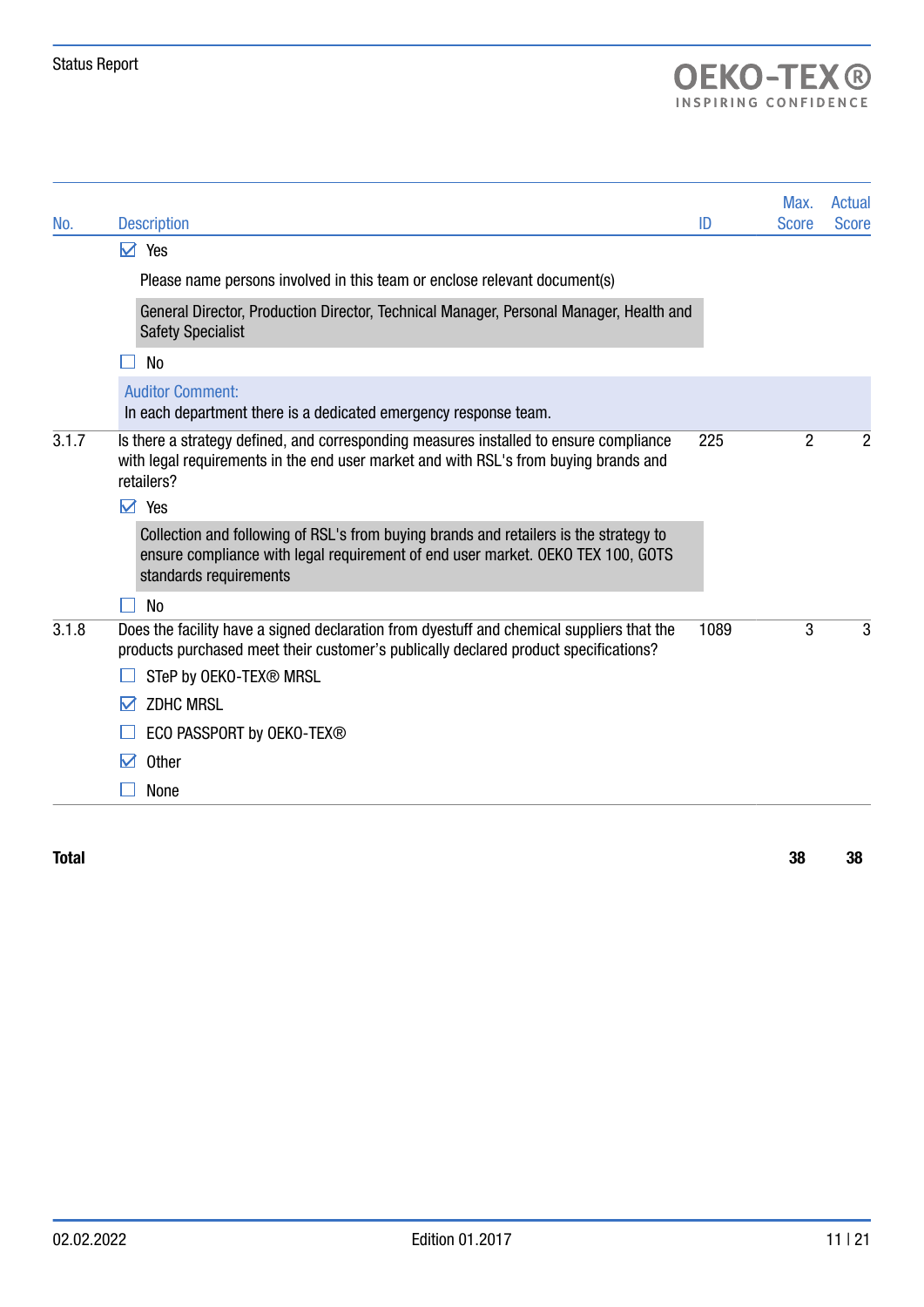| No. | Description | ID | Max. Score | Actual Score |
|---|---|---|---|---|
| | ☑ Yes<br>Please name persons involved in this team or enclose relevant document(s)<br>General Director, Production Director, Technical Manager, Personal Manager, Health and Safety Specialist<br>☐ No<br>Auditor Comment:<br>In each department there is a dedicated emergency response team. | | | |
| 3.1.7 | Is there a strategy defined, and corresponding measures installed to ensure compliance with legal requirements in the end user market and with RSL's from buying brands and retailers?<br>☑ Yes<br>Collection and following of RSL's from buying brands and retailers is the strategy to ensure compliance with legal requirement of end user market. OEKO TEX 100, GOTS standards requirements<br>☐ No | 225 | 2 | 2 |
| 3.1.8 | Does the facility have a signed declaration from dyestuff and chemical suppliers that the products purchased meet their customer's publically declared product specifications?<br>☐ STeP by OEKO-TEX® MRSL<br>☑ ZDHC MRSL<br>☐ ECO PASSPORT by OEKO-TEX®<br>☑ Other<br>☐ None | 1089 | 3 | 3 |
| **Total** | | | **38** | **38** |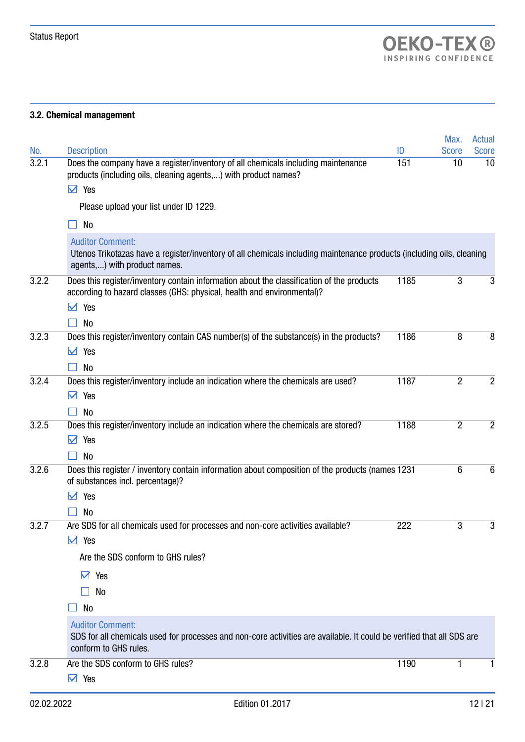### 3.2. Chemical management

| No. | Description | ID | Max. Score | Actual Score |
|---|---|---|---|---|
| 3.2.1 | Does the company have a register/inventory of all chemicals including maintenance products (including oils, cleaning agents,...) with product names?<br>☑ Yes<br>Please upload your list under ID 1229.<br>☐ No<br>**Auditor Comment:**<br>Utenos Trikotazas have a register/inventory of all chemicals including maintenance products (including oils, cleaning agents,...) with product names. | 151 | 10 | 10 |
| 3.2.2 | Does this register/inventory contain information about the classification of the products according to hazard classes (GHS: physical, health and environmental)?<br>☑ Yes<br>☐ No | 1185 | 3 | 3 |
| 3.2.3 | Does this register/inventory contain CAS number(s) of the substance(s) in the products?<br>☑ Yes<br>☐ No | 1186 | 8 | 8 |
| 3.2.4 | Does this register/inventory include an indication where the chemicals are used?<br>☑ Yes<br>☐ No | 1187 | 2 | 2 |
| 3.2.5 | Does this register/inventory include an indication where the chemicals are stored?<br>☑ Yes<br>☐ No | 1188 | 2 | 2 |
| 3.2.6 | Does this register / inventory contain information about composition of the products (names of substances incl. percentage)?<br>☑ Yes<br>☐ No | 1231 | 6 | 6 |
| 3.2.7 | Are SDS for all chemicals used for processes and non-core activities available?<br>☑ Yes<br>Are the SDS conform to GHS rules?<br>☑ Yes<br>☐ No<br>☐ No<br>**Auditor Comment:**<br>SDS for all chemicals used for processes and non-core activities are available. It could be verified that all SDS are conform to GHS rules. | 222 | 3 | 3 |
| 3.2.8 | Are the SDS conform to GHS rules?<br>☑ Yes | 1190 | 1 | 1 |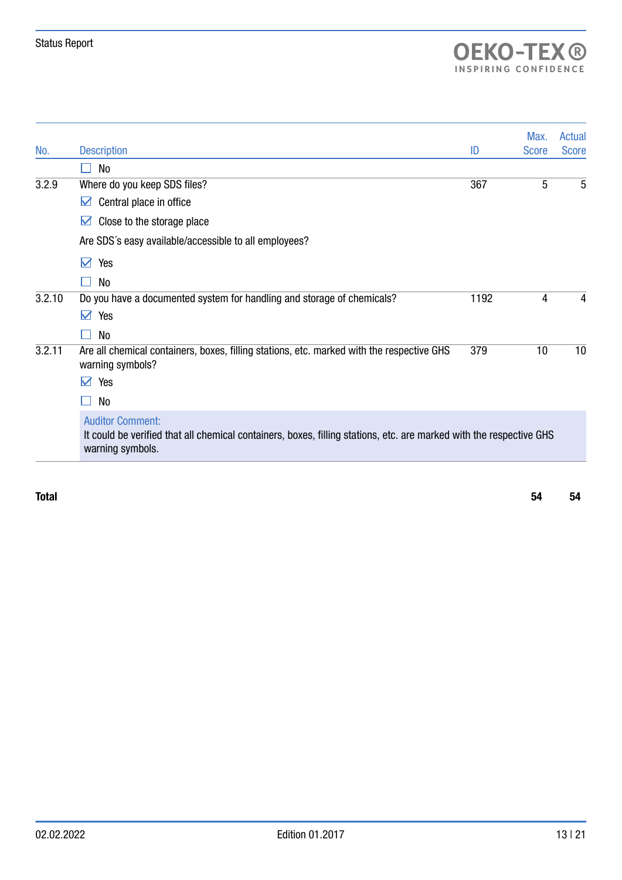| No. | Description | ID | Max. Score | Actual Score |
|---|---|---|---|---|
| | ☐ No | | | |
| 3.2.9 | Where do you keep SDS files?<br>☑ Central place in office<br>☑ Close to the storage place<br>Are SDS´s easy available/accessible to all employees?<br>☑ Yes<br>☐ No | 367 | 5 | 5 |
| 3.2.10 | Do you have a documented system for handling and storage of chemicals?<br>☑ Yes<br>☐ No | 1192 | 4 | 4 |
| 3.2.11 | Are all chemical containers, boxes, filling stations, etc. marked with the respective GHS warning symbols?<br>☑ Yes<br>☐ No<br>Auditor Comment:<br>It could be verified that all chemical containers, boxes, filling stations, etc. are marked with the respective GHS warning symbols. | 379 | 10 | 10 |
| **Total** | | | **54** | **54** |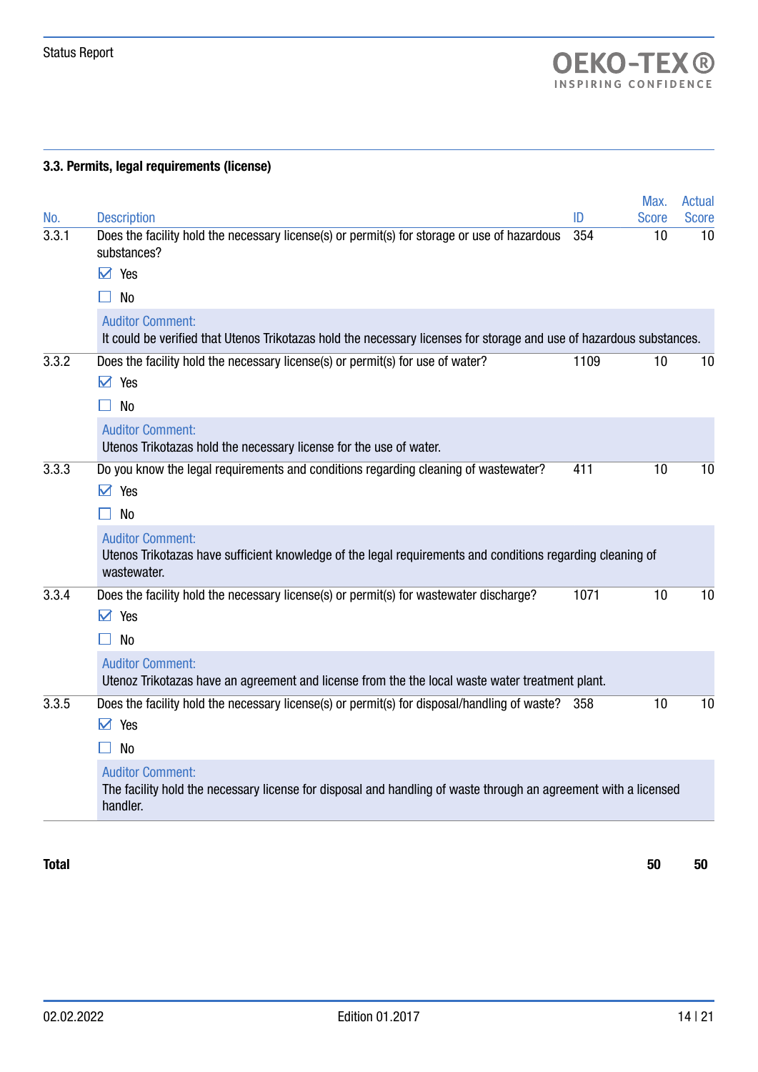### 3.3. Permits, legal requirements (license)

| No. | Description | ID | Max. Score | Actual Score |
|---|---|---|---|---|
| 3.3.1 | Does the facility hold the necessary license(s) or permit(s) for storage or use of hazardous substances?<br>☑ Yes<br>☐ No<br>Auditor Comment:<br>It could be verified that Utenos Trikotazas hold the necessary licenses for storage and use of hazardous substances. | 354 | 10 | 10 |
| 3.3.2 | Does the facility hold the necessary license(s) or permit(s) for use of water?<br>☑ Yes<br>☐ No<br>Auditor Comment:<br>Utenos Trikotazas hold the necessary license for the use of water. | 1109 | 10 | 10 |
| 3.3.3 | Do you know the legal requirements and conditions regarding cleaning of wastewater?<br>☑ Yes<br>☐ No<br>Auditor Comment:<br>Utenos Trikotazas have sufficient knowledge of the legal requirements and conditions regarding cleaning of wastewater. | 411 | 10 | 10 |
| 3.3.4 | Does the facility hold the necessary license(s) or permit(s) for wastewater discharge?<br>☑ Yes<br>☐ No<br>Auditor Comment:<br>Utenoz Trikotazas have an agreement and license from the the local waste water treatment plant. | 1071 | 10 | 10 |
| 3.3.5 | Does the facility hold the necessary license(s) or permit(s) for disposal/handling of waste?<br>☑ Yes<br>☐ No<br>Auditor Comment:<br>The facility hold the necessary license for disposal and handling of waste through an agreement with a licensed handler. | 358 | 10 | 10 |
| **Total** | | | **50** | **50** |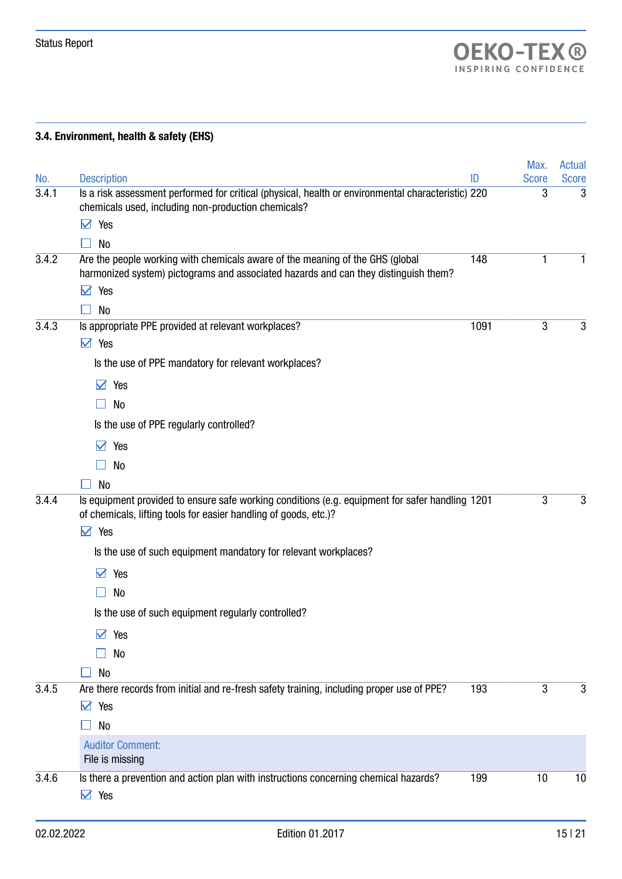### 3.4. Environment, health & safety (EHS)

| No. | Description | ID | Max. Score | Actual Score |
|---|---|---|---|---|
| 3.4.1 | Is a risk assessment performed for critical (physical, health or environmental characteristic) chemicals used, including non-production chemicals?<br>☑ Yes<br>☐ No | 220 | 3 | 3 |
| 3.4.2 | Are the people working with chemicals aware of the meaning of the GHS (global harmonized system) pictograms and associated hazards and can they distinguish them?<br>☑ Yes<br>☐ No | 148 | 1 | 1 |
| 3.4.3 | Is appropriate PPE provided at relevant workplaces?<br>☑ Yes<br>Is the use of PPE mandatory for relevant workplaces?<br>☑ Yes<br>☐ No<br>Is the use of PPE regularly controlled?<br>☑ Yes<br>☐ No<br>☐ No | 1091 | 3 | 3 |
| 3.4.4 | Is equipment provided to ensure safe working conditions (e.g. equipment for safer handling of chemicals, lifting tools for easier handling of goods, etc.)?<br>☑ Yes<br>Is the use of such equipment mandatory for relevant workplaces?<br>☑ Yes<br>☐ No<br>Is the use of such equipment regularly controlled?<br>☑ Yes<br>☐ No<br>☐ No | 1201 | 3 | 3 |
| 3.4.5 | Are there records from initial and re-fresh safety training, including proper use of PPE?<br>☑ Yes<br>☐ No<br>Auditor Comment:<br>File is missing | 193 | 3 | 3 |
| 3.4.6 | Is there a prevention and action plan with instructions concerning chemical hazards?<br>☑ Yes | 199 | 10 | 10 |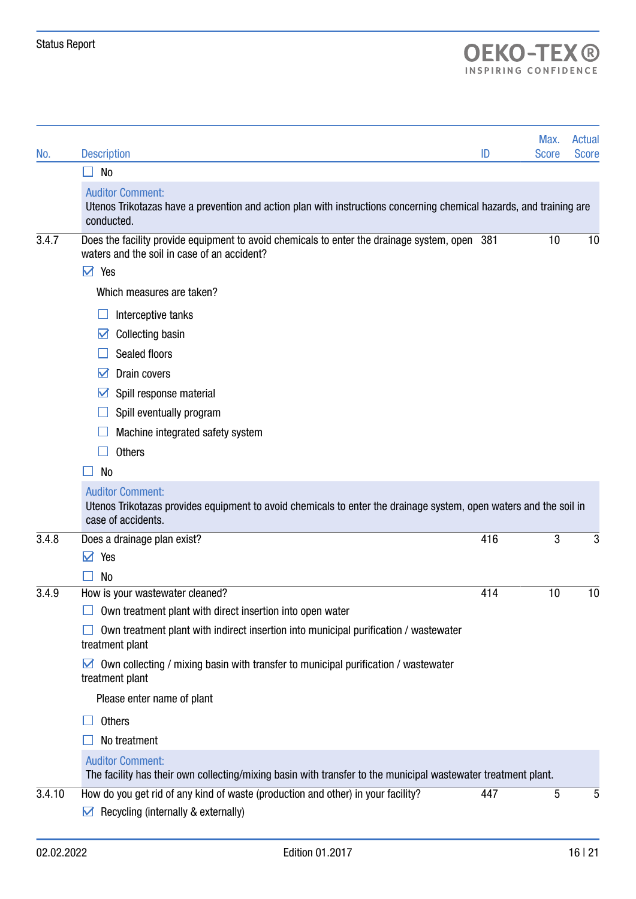| No. | Description | ID | Max. Score | Actual Score |
|---|---|---|---|---|
| | ☐ No | | | |
| | **Auditor Comment:** Utenos Trikotazas have a prevention and action plan with instructions concerning chemical hazards, and training are conducted. | | | |
| 3.4.7 | Does the facility provide equipment to avoid chemicals to enter the drainage system, open waters and the soil in case of an accident? | 381 | 10 | 10 |
| | ☑ Yes<br>Which measures are taken?<br>☐ Interceptive tanks<br>☑ Collecting basin<br>☐ Sealed floors<br>☑ Drain covers<br>☑ Spill response material<br>☐ Spill eventually program<br>☐ Machine integrated safety system<br>☐ Others | | | |
| | ☐ No | | | |
| | **Auditor Comment:** Utenos Trikotazas provides equipment to avoid chemicals to enter the drainage system, open waters and the soil in case of accidents. | | | |
| 3.4.8 | Does a drainage plan exist? | 416 | 3 | 3 |
| | ☑ Yes<br>☐ No | | | |
| 3.4.9 | How is your wastewater cleaned? | 414 | 10 | 10 |
| | ☐ Own treatment plant with direct insertion into open water<br>☐ Own treatment plant with indirect insertion into municipal purification / wastewater treatment plant<br>☑ Own collecting / mixing basin with transfer to municipal purification / wastewater treatment plant<br>Please enter name of plant<br>☐ Others<br>☐ No treatment | | | |
| | **Auditor Comment:** The facility has their own collecting/mixing basin with transfer to the municipal wastewater treatment plant. | | | |
| 3.4.10 | How do you get rid of any kind of waste (production and other) in your facility? | 447 | 5 | 5 |
| | ☑ Recycling (internally & externally) | | | |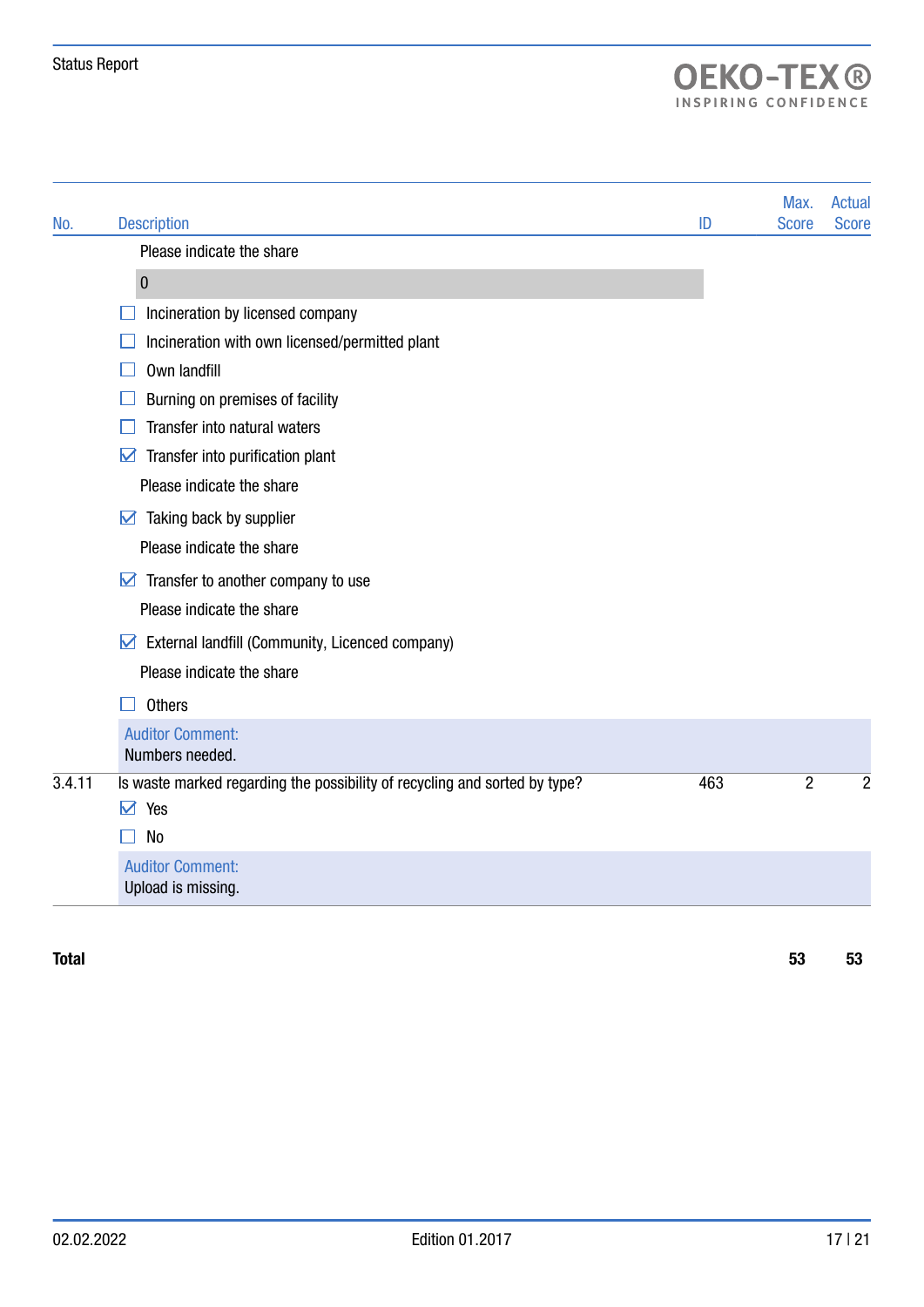| No. | Description | ID | Max. Score | Actual Score |
|---|---|---|---|---|
| | Please indicate the share | | | |
| | 0 | | | |
| | ☐ Incineration by licensed company | | | |
| | ☐ Incineration with own licensed/permitted plant | | | |
| | ☐ Own landfill | | | |
| | ☐ Burning on premises of facility | | | |
| | ☐ Transfer into natural waters | | | |
| | ☑ Transfer into purification plant | | | |
| | Please indicate the share | | | |
| | ☑ Taking back by supplier | | | |
| | Please indicate the share | | | |
| | ☑ Transfer to another company to use | | | |
| | Please indicate the share | | | |
| | ☑ External landfill (Community, Licenced company) | | | |
| | Please indicate the share | | | |
| | ☐ Others | | | |
| | Auditor Comment: Numbers needed. | | | |
| 3.4.11 | Is waste marked regarding the possibility of recycling and sorted by type? | 463 | 2 | 2 |
| | ☑ Yes | | | |
| | ☐ No | | | |
| | Auditor Comment: Upload is missing. | | | |

| **Total** | | | **53** | **53** |
|---|---|---|---|---|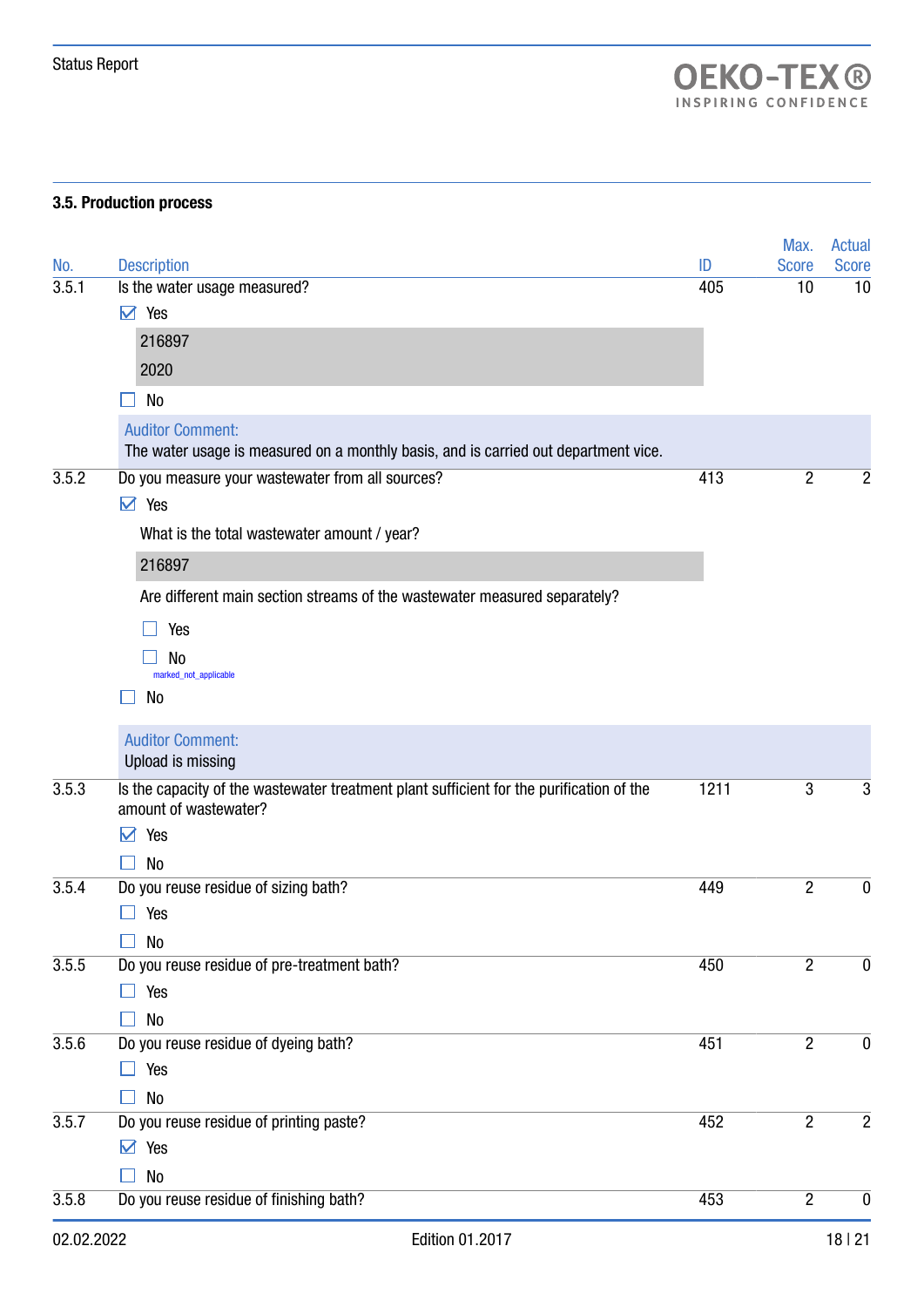## 3.5. Production process

| No. | Description | ID | Max. Score | Actual Score |
|---|---|---|---|---|
| 3.5.1 | Is the water usage measured? | 405 | 10 | 10 |
| | ☑ Yes<br>216897<br>2020<br>☐ No | | | |
| | Auditor Comment:<br>The water usage is measured on a monthly basis, and is carried out department vice. | | | |
| 3.5.2 | Do you measure your wastewater from all sources? | 413 | 2 | 2 |
| | ☑ Yes<br>What is the total wastewater amount / year?<br>216897<br>Are different main section streams of the wastewater measured separately?<br>☐ Yes<br>☐ No<br>marked_not_applicable<br>☐ No | | | |
| | Auditor Comment:<br>Upload is missing | | | |
| 3.5.3 | Is the capacity of the wastewater treatment plant sufficient for the purification of the amount of wastewater? | 1211 | 3 | 3 |
| | ☑ Yes<br>☐ No | | | |
| 3.5.4 | Do you reuse residue of sizing bath? | 449 | 2 | 0 |
| | ☐ Yes<br>☐ No | | | |
| 3.5.5 | Do you reuse residue of pre-treatment bath? | 450 | 2 | 0 |
| | ☐ Yes<br>☐ No | | | |
| 3.5.6 | Do you reuse residue of dyeing bath? | 451 | 2 | 0 |
| | ☐ Yes<br>☐ No | | | |
| 3.5.7 | Do you reuse residue of printing paste? | 452 | 2 | 2 |
| | ☑ Yes<br>☐ No | | | |
| 3.5.8 | Do you reuse residue of finishing bath? | 453 | 2 | 0 |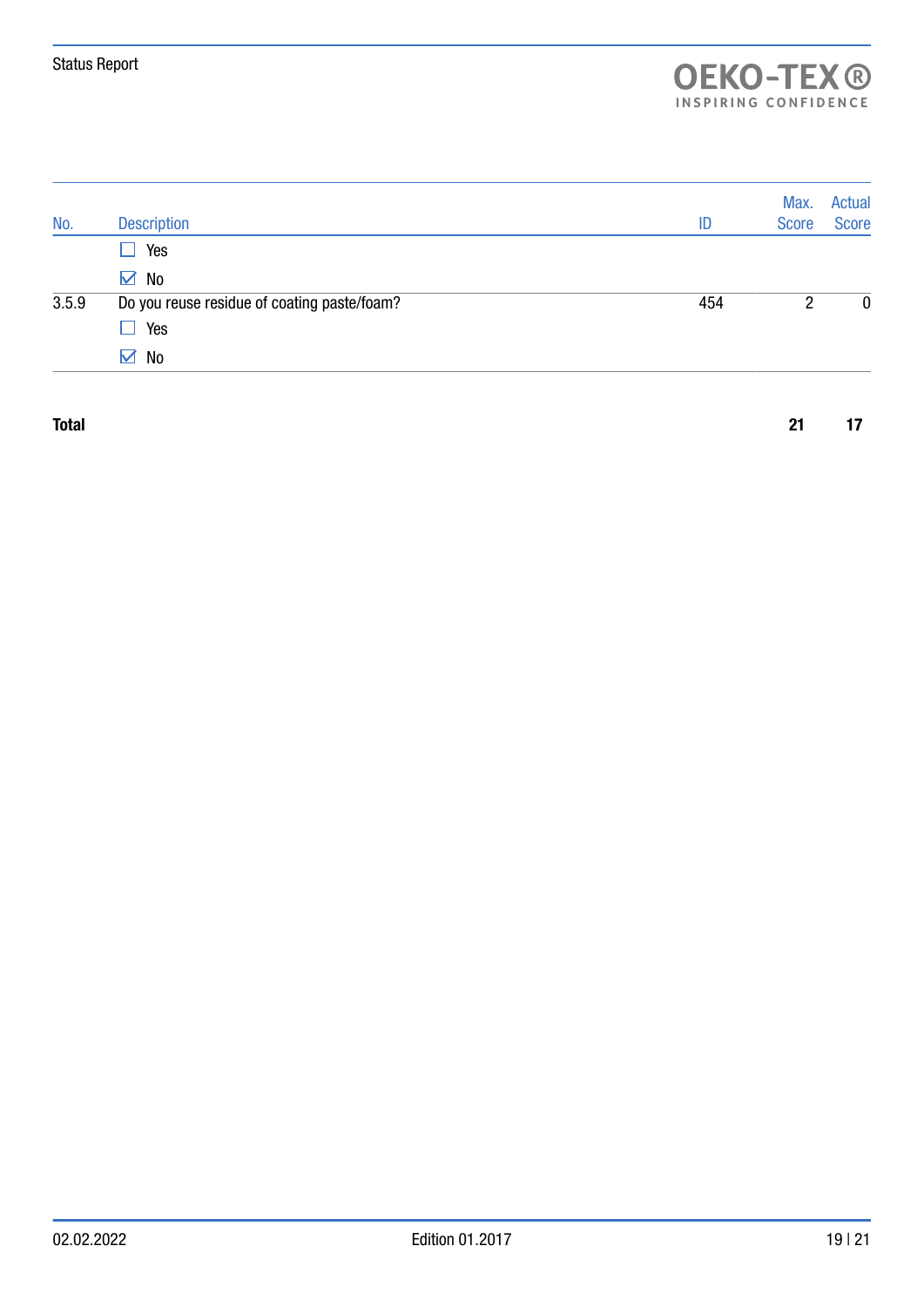| No. | Description | ID | Max. Score | Actual Score |
|---|---|---|---|---|
| | ☐ Yes | | | |
| | ☑ No | | | |
| 3.5.9 | Do you reuse residue of coating paste/foam? | 454 | 2 | 0 |
| | ☐ Yes | | | |
| | ☑ No | | | |

| **Total** | | | **21** | **17** |
|---|---|---|---|---|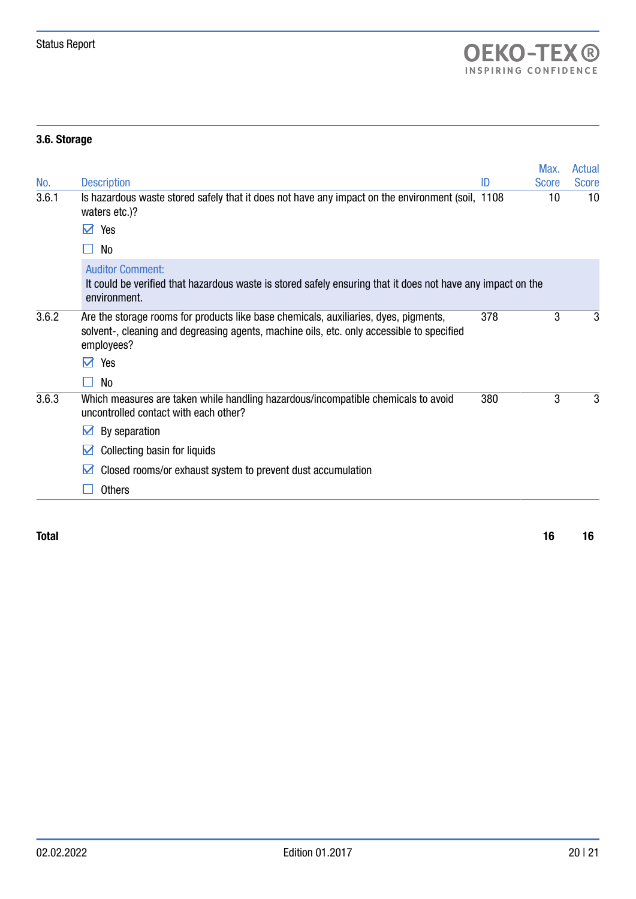## 3.6. Storage

| No. | Description | ID | Max. Score | Actual Score |
|---|---|---|---|---|
| 3.6.1 | Is hazardous waste stored safely that it does not have any impact on the environment (soil, waters etc.)?<br>☑ Yes<br>☐ No<br>**Auditor Comment:**<br>It could be verified that hazardous waste is stored safely ensuring that it does not have any impact on the environment. | 1108 | 10 | 10 |
| 3.6.2 | Are the storage rooms for products like base chemicals, auxiliaries, dyes, pigments, solvent-, cleaning and degreasing agents, machine oils, etc. only accessible to specified employees?<br>☑ Yes<br>☐ No | 378 | 3 | 3 |
| 3.6.3 | Which measures are taken while handling hazardous/incompatible chemicals to avoid uncontrolled contact with each other?<br>☑ By separation<br>☑ Collecting basin for liquids<br>☑ Closed rooms/or exhaust system to prevent dust accumulation<br>☐ Others | 380 | 3 | 3 |
| **Total** | | | **16** | **16** |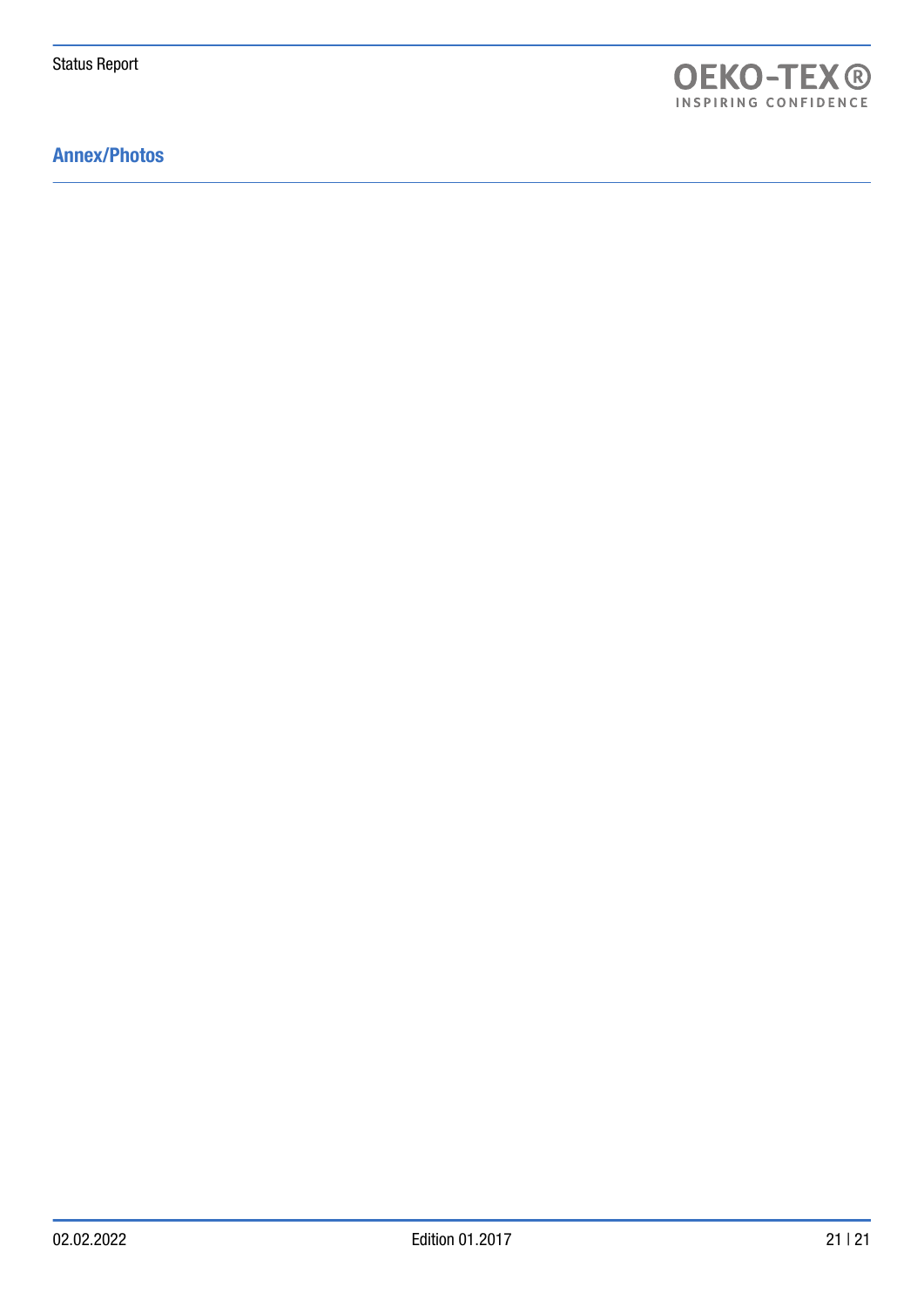## Annex/Photos